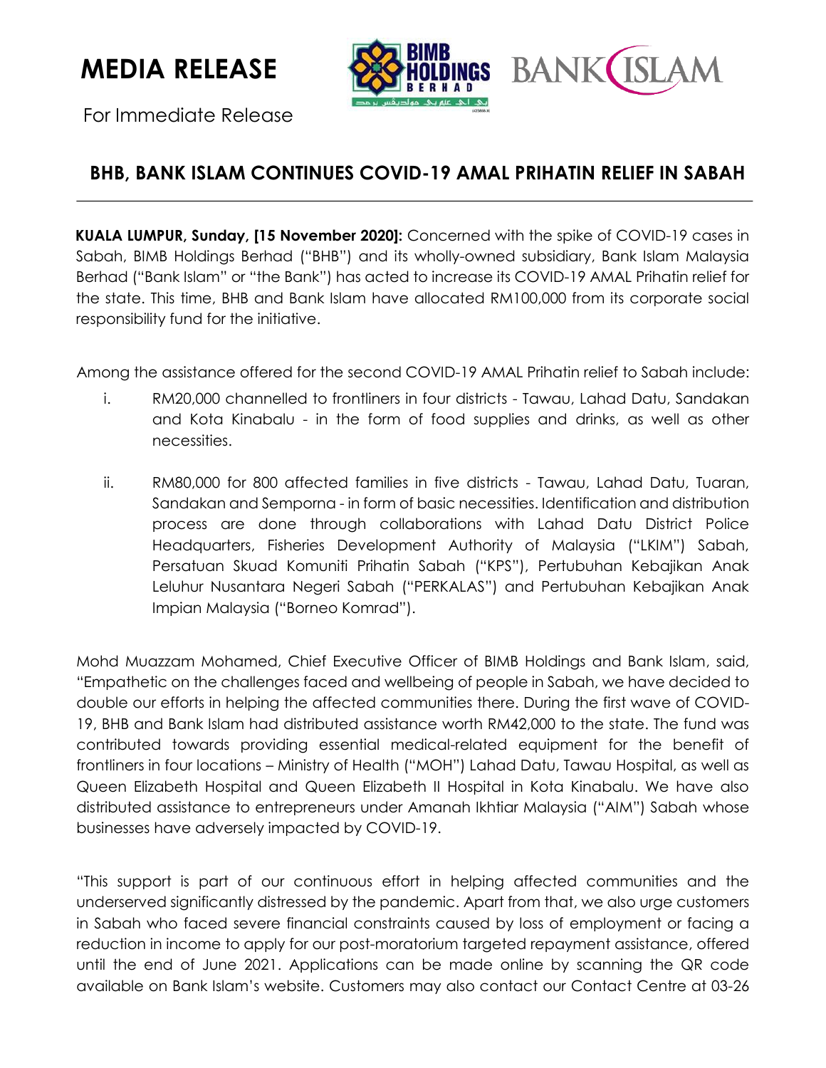# MEDIA RELEASE

For Immediate Release

## BHB, BANK ISLAM CONTINUES COVID-19 AMAL PRIHATIN RELIEF IN SABAH

**KUALA LUMPUR, Sunday, [15 November 2020]:** Concerned with the spike of COVID-19 cases in Sabah, BIMB Holdings Berhad ("BHB") and its wholly-owned subsidiary, Bank Islam Malaysia Berhad ("Bank Islam" or "the Bank") has acted to increase its COVID-19 AMAL Prihatin relief for the state. This time, BHB and Bank Islam have allocated RM100,000 from its corporate social responsibility fund for the initiative.

Among the assistance offered for the second COVID-19 AMAL Prihatin relief to Sabah include:

i. RM20,000 channelled to frontliners in four districts - Tawau, Lahad Datu, Sandakan and Kota Kinabalu - in the form of food supplies and drinks, as well as other necessities.

ii. RM80,000 for 800 affected families in five districts - Tawau, Lahad Datu, Tuaran, Sandakan and Semporna - in form of basic necessities. Identification and distribution process are done through collaborations with Lahad Datu District Police Headquarters, Fisheries Development Authority of Malaysia ("LKIM") Sabah, Persatuan Skuad Komuniti Prihatin Sabah ("KPS"), Pertubuhan Kebajikan Anak Leluhur Nusantara Negeri Sabah ("PERKALAS") and Pertubuhan Kebajikan Anak Impian Malaysia ("Borneo Komrad").

Mohd Muazzam Mohamed, Chief Executive Officer of BIMB Holdings and Bank Islam, said, "Empathetic on the challenges faced and wellbeing of people in Sabah, we have decided to double our efforts in helping the affected communities there. During the first wave of COVID-19, BHB and Bank Islam had distributed assistance worth RM42,000 to the state. The fund was contributed towards providing essential medical-related equipment for the benefit of frontliners in four locations – Ministry of Health ("MOH") Lahad Datu, Tawau Hospital, as well as Queen Elizabeth Hospital and Queen Elizabeth II Hospital in Kota Kinabalu. We have also distributed assistance to entrepreneurs under Amanah Ikhtiar Malaysia ("AIM") Sabah whose businesses have adversely impacted by COVID-19.

"This support is part of our continuous effort in helping affected communities and the underserved significantly distressed by the pandemic. Apart from that, we also urge customers in Sabah who faced severe financial constraints caused by loss of employment or facing a reduction in income to apply for our post-moratorium targeted repayment assistance, offered until the end of June 2021. Applications can be made online by scanning the QR code available on Bank Islam's website. Customers may also contact our Contact Centre at 03-26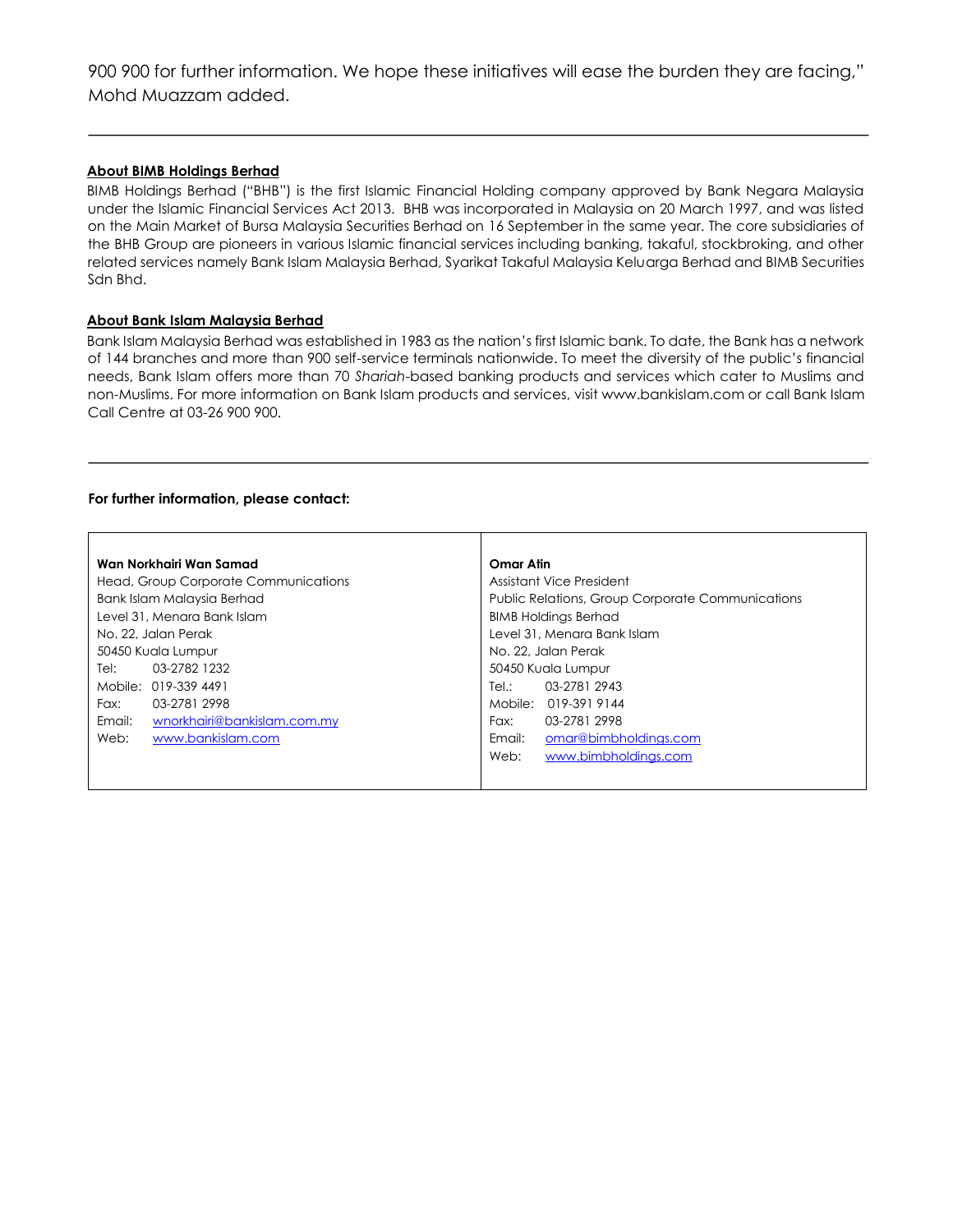900 900 for further information. We hope these initiatives will ease the burden they are facing," Mohd Muazzam added.

---

**About BIMB Holdings Berhad**

BIMB Holdings Berhad ("BHB") is the first Islamic Financial Holding company approved by Bank Negara Malaysia under the Islamic Financial Services Act 2013. BHB was incorporated in Malaysia on 20 March 1997, and was listed on the Main Market of Bursa Malaysia Securities Berhad on 16 September in the same year. The core subsidiaries of the BHB Group are pioneers in various Islamic financial services including banking, takaful, stockbroking, and other related services namely Bank Islam Malaysia Berhad, Syarikat Takaful Malaysia Keluarga Berhad and BIMB Securities Sdn Bhd.

**About Bank Islam Malaysia Berhad**

Bank Islam Malaysia Berhad was established in 1983 as the nation's first Islamic bank. To date, the Bank has a network of 144 branches and more than 900 self-service terminals nationwide. To meet the diversity of the public's financial needs, Bank Islam offers more than 70 *Shariah*-based banking products and services which cater to Muslims and non-Muslims. For more information on Bank Islam products and services, visit www.bankislam.com or call Bank Islam Call Centre at 03-26 900 900.

---

**For further information, please contact:**

| | |
|---|---|
| **Wan Norkhairi Wan Samad**<br>Head, Group Corporate Communications<br>Bank Islam Malaysia Berhad<br>Level 31, Menara Bank Islam<br>No. 22, Jalan Perak<br>50450 Kuala Lumpur<br>Tel: 03-2782 1232<br>Mobile: 019-339 4491<br>Fax: 03-2781 2998<br>Email: wnorkhairi@bankislam.com.my<br>Web: www.bankislam.com | **Omar Atin**<br>Assistant Vice President<br>Public Relations, Group Corporate Communications<br>BIMB Holdings Berhad<br>Level 31, Menara Bank Islam<br>No. 22, Jalan Perak<br>50450 Kuala Lumpur<br>Tel.: 03-2781 2943<br>Mobile: 019-391 9144<br>Fax: 03-2781 2998<br>Email: omar@bimbholdings.com<br>Web: www.bimbholdings.com |